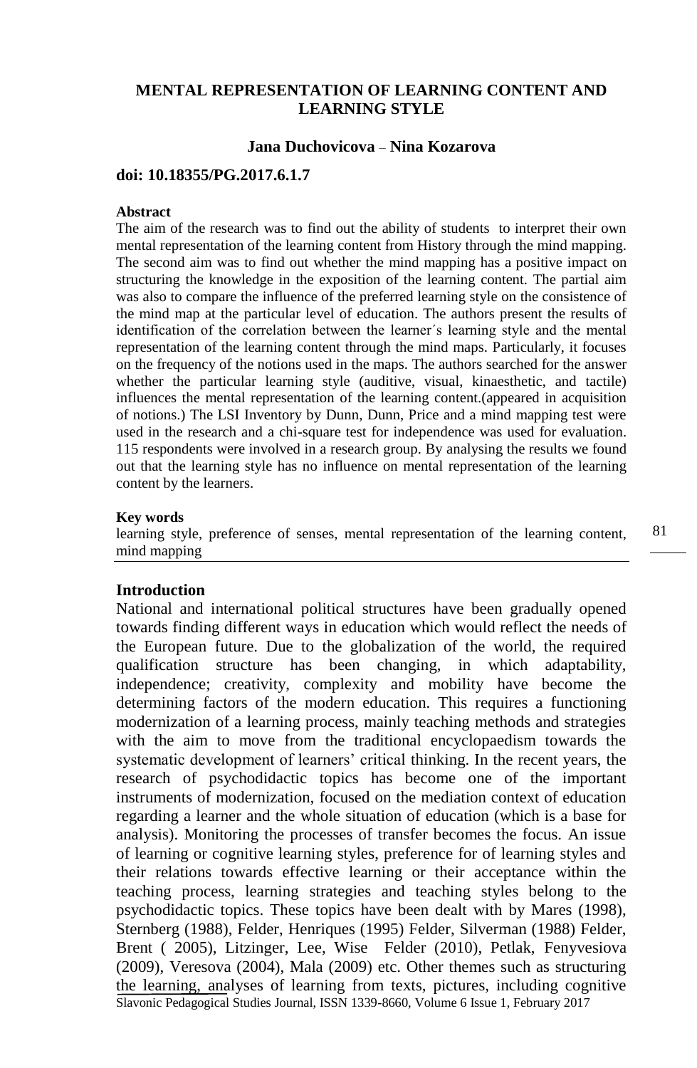# MENTAL REPRESENTATION OF LEARNING CONTENT AND LEARNING STYLE

**Jana Duchovicova – Nina Kozarova**

**doi: 10.18355/PG.2017.6.1.7**

**Abstract**

The aim of the research was to find out the ability of students to interpret their own mental representation of the learning content from History through the mind mapping. The second aim was to find out whether the mind mapping has a positive impact on structuring the knowledge in the exposition of the learning content. The partial aim was also to compare the influence of the preferred learning style on the consistence of the mind map at the particular level of education. The authors present the results of identification of the correlation between the learner´s learning style and the mental representation of the learning content through the mind maps. Particularly, it focuses on the frequency of the notions used in the maps. The authors searched for the answer whether the particular learning style (auditive, visual, kinaesthetic, and tactile) influences the mental representation of the learning content.(appeared in acquisition of notions.) The LSI Inventory by Dunn, Dunn, Price and a mind mapping test were used in the research and a chi-square test for independence was used for evaluation. 115 respondents were involved in a research group. By analysing the results we found out that the learning style has no influence on mental representation of the learning content by the learners.

**Key words**

learning style, preference of senses, mental representation of the learning content, mind mapping

## Introduction

National and international political structures have been gradually opened towards finding different ways in education which would reflect the needs of the European future. Due to the globalization of the world, the required qualification structure has been changing, in which adaptability, independence; creativity, complexity and mobility have become the determining factors of the modern education. This requires a functioning modernization of a learning process, mainly teaching methods and strategies with the aim to move from the traditional encyclopaedism towards the systematic development of learners' critical thinking. In the recent years, the research of psychodidactic topics has become one of the important instruments of modernization, focused on the mediation context of education regarding a learner and the whole situation of education (which is a base for analysis). Monitoring the processes of transfer becomes the focus. An issue of learning or cognitive learning styles, preference for of learning styles and their relations towards effective learning or their acceptance within the teaching process, learning strategies and teaching styles belong to the psychodidactic topics. These topics have been dealt with by Mares (1998), Sternberg (1988), Felder, Henriques (1995) Felder, Silverman (1988) Felder, Brent ( 2005), Litzinger, Lee, Wise Felder (2010), Petlak, Fenyvesiova (2009), Veresova (2004), Mala (2009) etc. Other themes such as structuring the learning, analyses of learning from texts, pictures, including cognitive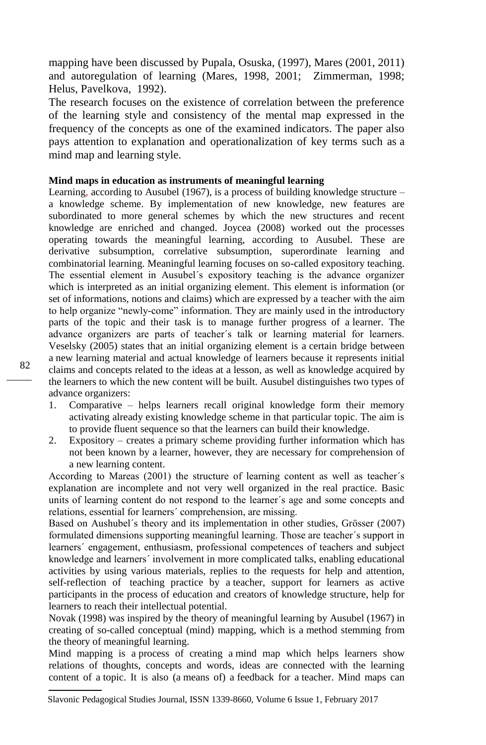mapping have been discussed by Pupala, Osuska, (1997), Mares (2001, 2011) and autoregulation of learning (Mares, 1998, 2001; Zimmerman, 1998; Helus, Pavelkova, 1992).

The research focuses on the existence of correlation between the preference of the learning style and consistency of the mental map expressed in the frequency of the concepts as one of the examined indicators. The paper also pays attention to explanation and operationalization of key terms such as a mind map and learning style.

**Mind maps in education as instruments of meaningful learning**

Learning, according to Ausubel (1967), is a process of building knowledge structure – a knowledge scheme. By implementation of new knowledge, new features are subordinated to more general schemes by which the new structures and recent knowledge are enriched and changed. Joycea (2008) worked out the processes operating towards the meaningful learning, according to Ausubel. These are derivative subsumption, correlative subsumption, superordinate learning and combinatorial learning. Meaningful learning focuses on so-called expository teaching. The essential element in Ausubel´s expository teaching is the advance organizer which is interpreted as an initial organizing element. This element is information (or set of informations, notions and claims) which are expressed by a teacher with the aim to help organize "newly-come" information. They are mainly used in the introductory parts of the topic and their task is to manage further progress of a learner. The advance organizers are parts of teacher´s talk or learning material for learners. Veselsky (2005) states that an initial organizing element is a certain bridge between a new learning material and actual knowledge of learners because it represents initial claims and concepts related to the ideas at a lesson, as well as knowledge acquired by the learners to which the new content will be built. Ausubel distinguishes two types of advance organizers:

1. Comparative – helps learners recall original knowledge form their memory activating already existing knowledge scheme in that particular topic. The aim is to provide fluent sequence so that the learners can build their knowledge.
2. Expository – creates a primary scheme providing further information which has not been known by a learner, however, they are necessary for comprehension of a new learning content.

According to Mareas (2001) the structure of learning content as well as teacher´s explanation are incomplete and not very well organized in the real practice. Basic units of learning content do not respond to the learner´s age and some concepts and relations, essential for learners´ comprehension, are missing.

Based on Aushubel´s theory and its implementation in other studies, Grösser (2007) formulated dimensions supporting meaningful learning. Those are teacher´s support in learners´ engagement, enthusiasm, professional competences of teachers and subject knowledge and learners´ involvement in more complicated talks, enabling educational activities by using various materials, replies to the requests for help and attention, self-reflection of teaching practice by a teacher, support for learners as active participants in the process of education and creators of knowledge structure, help for learners to reach their intellectual potential.

Novak (1998) was inspired by the theory of meaningful learning by Ausubel (1967) in creating of so-called conceptual (mind) mapping, which is a method stemming from the theory of meaningful learning.

Mind mapping is a process of creating a mind map which helps learners show relations of thoughts, concepts and words, ideas are connected with the learning content of a topic. It is also (a means of) a feedback for a teacher. Mind maps can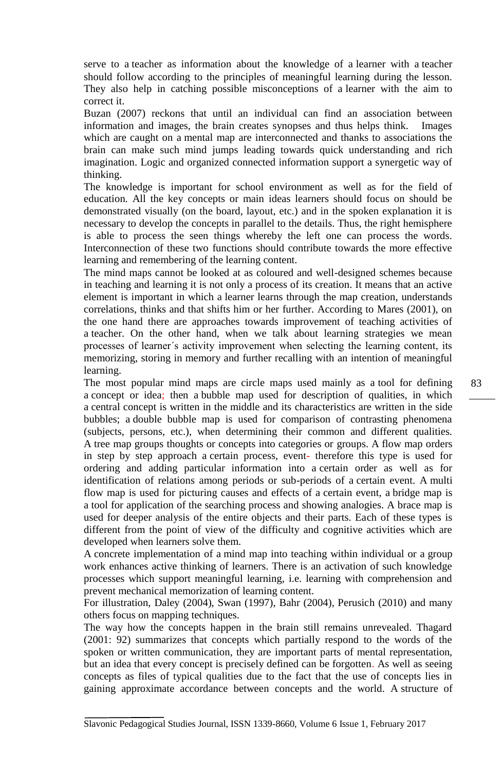serve to a teacher as information about the knowledge of a learner with a teacher should follow according to the principles of meaningful learning during the lesson. They also help in catching possible misconceptions of a learner with the aim to correct it.

Buzan (2007) reckons that until an individual can find an association between information and images, the brain creates synopses and thus helps think. Images which are caught on a mental map are interconnected and thanks to associations the brain can make such mind jumps leading towards quick understanding and rich imagination. Logic and organized connected information support a synergetic way of thinking.

The knowledge is important for school environment as well as for the field of education. All the key concepts or main ideas learners should focus on should be demonstrated visually (on the board, layout, etc.) and in the spoken explanation it is necessary to develop the concepts in parallel to the details. Thus, the right hemisphere is able to process the seen things whereby the left one can process the words. Interconnection of these two functions should contribute towards the more effective learning and remembering of the learning content.

The mind maps cannot be looked at as coloured and well-designed schemes because in teaching and learning it is not only a process of its creation. It means that an active element is important in which a learner learns through the map creation, understands correlations, thinks and that shifts him or her further. According to Mares (2001), on the one hand there are approaches towards improvement of teaching activities of a teacher. On the other hand, when we talk about learning strategies we mean processes of learner´s activity improvement when selecting the learning content, its memorizing, storing in memory and further recalling with an intention of meaningful learning.

The most popular mind maps are circle maps used mainly as a tool for defining a concept or idea; then a bubble map used for description of qualities, in which a central concept is written in the middle and its characteristics are written in the side bubbles; a double bubble map is used for comparison of contrasting phenomena (subjects, persons, etc.), when determining their common and different qualities. A tree map groups thoughts or concepts into categories or groups. A flow map orders in step by step approach a certain process, event- therefore this type is used for ordering and adding particular information into a certain order as well as for identification of relations among periods or sub-periods of a certain event. A multi flow map is used for picturing causes and effects of a certain event, a bridge map is a tool for application of the searching process and showing analogies. A brace map is used for deeper analysis of the entire objects and their parts. Each of these types is different from the point of view of the difficulty and cognitive activities which are developed when learners solve them.

A concrete implementation of a mind map into teaching within individual or a group work enhances active thinking of learners. There is an activation of such knowledge processes which support meaningful learning, i.e. learning with comprehension and prevent mechanical memorization of learning content.

For illustration, Daley (2004), Swan (1997), Bahr (2004), Perusich (2010) and many others focus on mapping techniques.

The way how the concepts happen in the brain still remains unrevealed. Thagard (2001: 92) summarizes that concepts which partially respond to the words of the spoken or written communication, they are important parts of mental representation, but an idea that every concept is precisely defined can be forgotten. As well as seeing concepts as files of typical qualities due to the fact that the use of concepts lies in gaining approximate accordance between concepts and the world. A structure of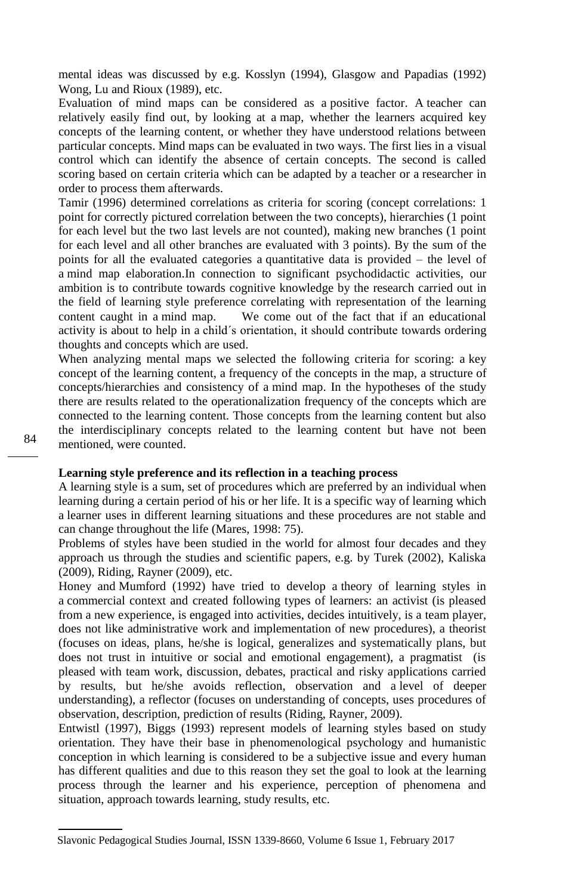mental ideas was discussed by e.g. Kosslyn (1994), Glasgow and Papadias (1992) Wong, Lu and Rioux (1989), etc.

Evaluation of mind maps can be considered as a positive factor. A teacher can relatively easily find out, by looking at a map, whether the learners acquired key concepts of the learning content, or whether they have understood relations between particular concepts. Mind maps can be evaluated in two ways. The first lies in a visual control which can identify the absence of certain concepts. The second is called scoring based on certain criteria which can be adapted by a teacher or a researcher in order to process them afterwards.

Tamir (1996) determined correlations as criteria for scoring (concept correlations: 1 point for correctly pictured correlation between the two concepts), hierarchies (1 point for each level but the two last levels are not counted), making new branches (1 point for each level and all other branches are evaluated with 3 points). By the sum of the points for all the evaluated categories a quantitative data is provided – the level of a mind map elaboration.In connection to significant psychodidactic activities, our ambition is to contribute towards cognitive knowledge by the research carried out in the field of learning style preference correlating with representation of the learning content caught in a mind map. We come out of the fact that if an educational activity is about to help in a child´s orientation, it should contribute towards ordering thoughts and concepts which are used.

When analyzing mental maps we selected the following criteria for scoring: a key concept of the learning content, a frequency of the concepts in the map, a structure of concepts/hierarchies and consistency of a mind map. In the hypotheses of the study there are results related to the operationalization frequency of the concepts which are connected to the learning content. Those concepts from the learning content but also the interdisciplinary concepts related to the learning content but have not been mentioned, were counted.

**Learning style preference and its reflection in a teaching process**

A learning style is a sum, set of procedures which are preferred by an individual when learning during a certain period of his or her life. It is a specific way of learning which a learner uses in different learning situations and these procedures are not stable and can change throughout the life (Mares, 1998: 75).

Problems of styles have been studied in the world for almost four decades and they approach us through the studies and scientific papers, e.g. by Turek (2002), Kaliska (2009), Riding, Rayner (2009), etc.

Honey and Mumford (1992) have tried to develop a theory of learning styles in a commercial context and created following types of learners: an activist (is pleased from a new experience, is engaged into activities, decides intuitively, is a team player, does not like administrative work and implementation of new procedures), a theorist (focuses on ideas, plans, he/she is logical, generalizes and systematically plans, but does not trust in intuitive or social and emotional engagement), a pragmatist (is pleased with team work, discussion, debates, practical and risky applications carried by results, but he/she avoids reflection, observation and a level of deeper understanding), a reflector (focuses on understanding of concepts, uses procedures of observation, description, prediction of results (Riding, Rayner, 2009).

Entwistl (1997), Biggs (1993) represent models of learning styles based on study orientation. They have their base in phenomenological psychology and humanistic conception in which learning is considered to be a subjective issue and every human has different qualities and due to this reason they set the goal to look at the learning process through the learner and his experience, perception of phenomena and situation, approach towards learning, study results, etc.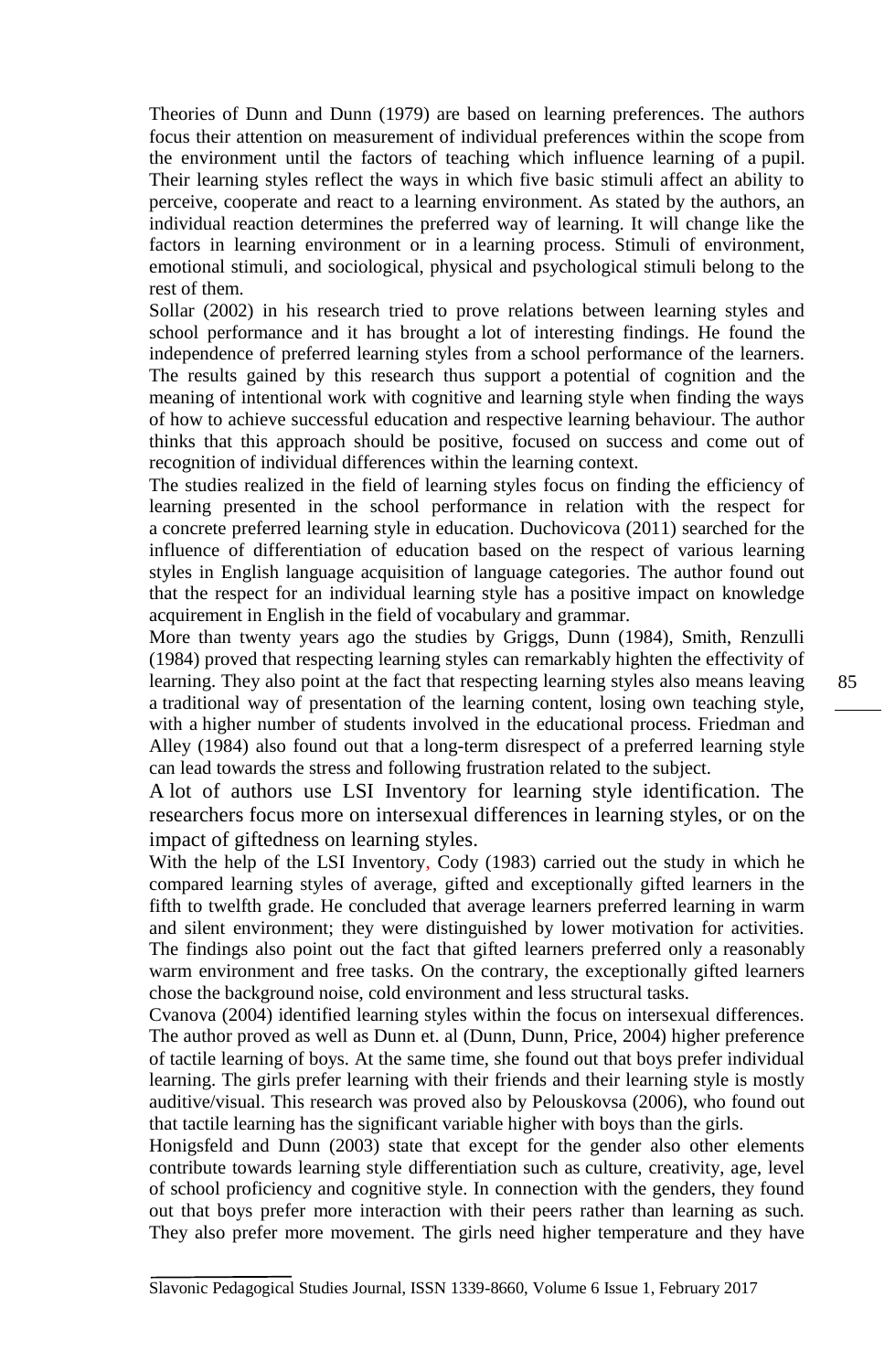Theories of Dunn and Dunn (1979) are based on learning preferences. The authors focus their attention on measurement of individual preferences within the scope from the environment until the factors of teaching which influence learning of a pupil. Their learning styles reflect the ways in which five basic stimuli affect an ability to perceive, cooperate and react to a learning environment. As stated by the authors, an individual reaction determines the preferred way of learning. It will change like the factors in learning environment or in a learning process. Stimuli of environment, emotional stimuli, and sociological, physical and psychological stimuli belong to the rest of them.

Sollar (2002) in his research tried to prove relations between learning styles and school performance and it has brought a lot of interesting findings. He found the independence of preferred learning styles from a school performance of the learners. The results gained by this research thus support a potential of cognition and the meaning of intentional work with cognitive and learning style when finding the ways of how to achieve successful education and respective learning behaviour. The author thinks that this approach should be positive, focused on success and come out of recognition of individual differences within the learning context.

The studies realized in the field of learning styles focus on finding the efficiency of learning presented in the school performance in relation with the respect for a concrete preferred learning style in education. Duchovicova (2011) searched for the influence of differentiation of education based on the respect of various learning styles in English language acquisition of language categories. The author found out that the respect for an individual learning style has a positive impact on knowledge acquirement in English in the field of vocabulary and grammar.

More than twenty years ago the studies by Griggs, Dunn (1984), Smith, Renzulli (1984) proved that respecting learning styles can remarkably highten the effectivity of learning. They also point at the fact that respecting learning styles also means leaving a traditional way of presentation of the learning content, losing own teaching style, with a higher number of students involved in the educational process. Friedman and Alley (1984) also found out that a long-term disrespect of a preferred learning style can lead towards the stress and following frustration related to the subject.

A lot of authors use LSI Inventory for learning style identification. The researchers focus more on intersexual differences in learning styles, or on the impact of giftedness on learning styles.

With the help of the LSI Inventory, Cody (1983) carried out the study in which he compared learning styles of average, gifted and exceptionally gifted learners in the fifth to twelfth grade. He concluded that average learners preferred learning in warm and silent environment; they were distinguished by lower motivation for activities. The findings also point out the fact that gifted learners preferred only a reasonably warm environment and free tasks. On the contrary, the exceptionally gifted learners chose the background noise, cold environment and less structural tasks.

Cvanova (2004) identified learning styles within the focus on intersexual differences. The author proved as well as Dunn et. al (Dunn, Dunn, Price, 2004) higher preference of tactile learning of boys. At the same time, she found out that boys prefer individual learning. The girls prefer learning with their friends and their learning style is mostly auditive/visual. This research was proved also by Pelouskovsa (2006), who found out that tactile learning has the significant variable higher with boys than the girls.

Honigsfeld and Dunn (2003) state that except for the gender also other elements contribute towards learning style differentiation such as culture, creativity, age, level of school proficiency and cognitive style. In connection with the genders, they found out that boys prefer more interaction with their peers rather than learning as such. They also prefer more movement. The girls need higher temperature and they have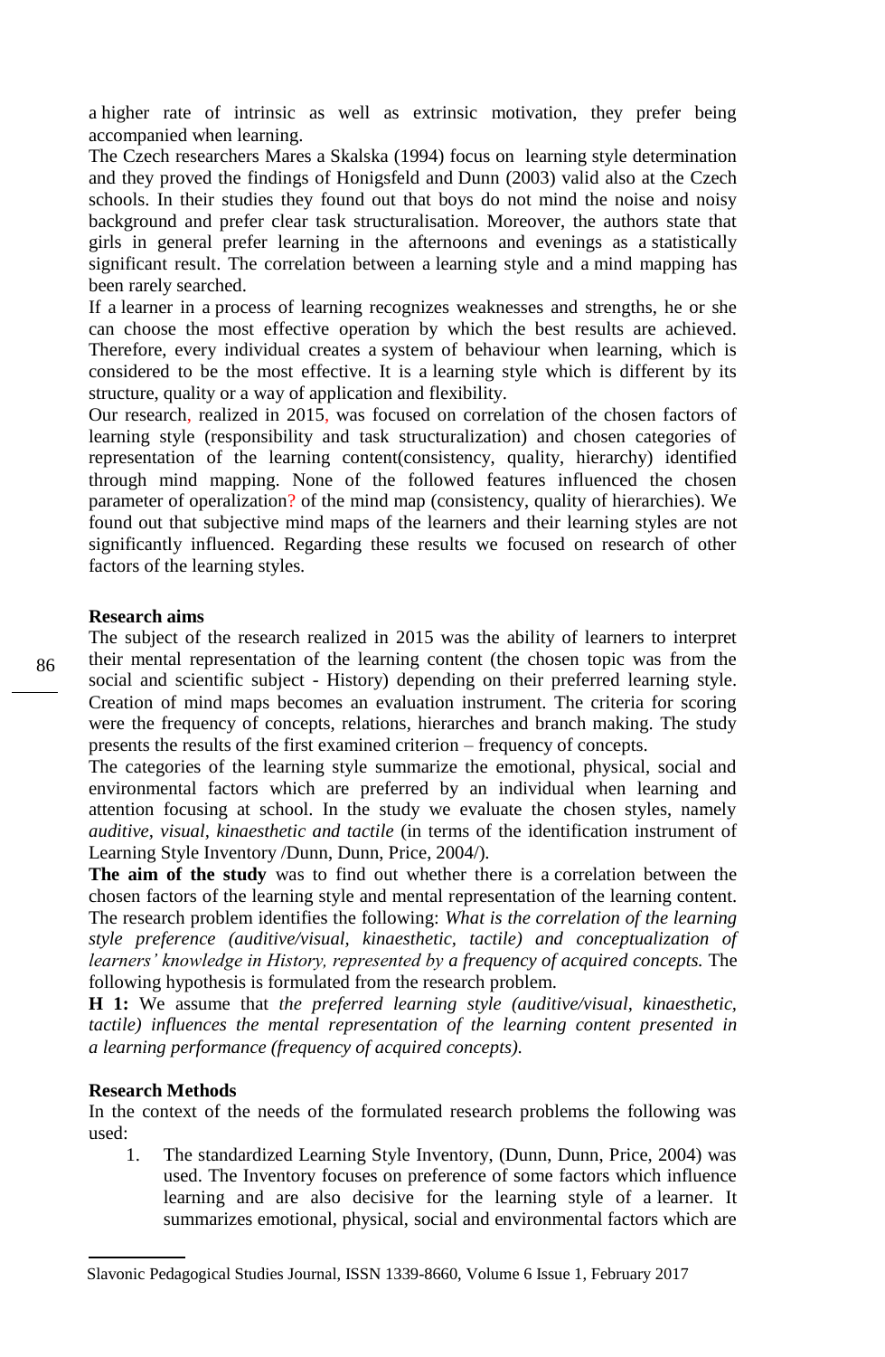a higher rate of intrinsic as well as extrinsic motivation, they prefer being accompanied when learning.

The Czech researchers Mares a Skalska (1994) focus on learning style determination and they proved the findings of Honigsfeld and Dunn (2003) valid also at the Czech schools. In their studies they found out that boys do not mind the noise and noisy background and prefer clear task structuralisation. Moreover, the authors state that girls in general prefer learning in the afternoons and evenings as a statistically significant result. The correlation between a learning style and a mind mapping has been rarely searched.

If a learner in a process of learning recognizes weaknesses and strengths, he or she can choose the most effective operation by which the best results are achieved. Therefore, every individual creates a system of behaviour when learning, which is considered to be the most effective. It is a learning style which is different by its structure, quality or a way of application and flexibility.

Our research, realized in 2015, was focused on correlation of the chosen factors of learning style (responsibility and task structuralization) and chosen categories of representation of the learning content(consistency, quality, hierarchy) identified through mind mapping. None of the followed features influenced the chosen parameter of operalization? of the mind map (consistency, quality of hierarchies). We found out that subjective mind maps of the learners and their learning styles are not significantly influenced. Regarding these results we focused on research of other factors of the learning styles.

**Research aims**

The subject of the research realized in 2015 was the ability of learners to interpret their mental representation of the learning content (the chosen topic was from the social and scientific subject - History) depending on their preferred learning style. Creation of mind maps becomes an evaluation instrument. The criteria for scoring were the frequency of concepts, relations, hierarches and branch making. The study presents the results of the first examined criterion – frequency of concepts.

The categories of the learning style summarize the emotional, physical, social and environmental factors which are preferred by an individual when learning and attention focusing at school. In the study we evaluate the chosen styles, namely *auditive, visual, kinaesthetic and tactile* (in terms of the identification instrument of Learning Style Inventory /Dunn, Dunn, Price, 2004/).

**The aim of the study** was to find out whether there is a correlation between the chosen factors of the learning style and mental representation of the learning content. The research problem identifies the following: *What is the correlation of the learning style preference (auditive/visual, kinaesthetic, tactile) and conceptualization of learners' knowledge in History, represented by a frequency of acquired concepts.* The following hypothesis is formulated from the research problem.

**H 1:** We assume that *the preferred learning style (auditive/visual, kinaesthetic, tactile) influences the mental representation of the learning content presented in a learning performance (frequency of acquired concepts).*

**Research Methods**

In the context of the needs of the formulated research problems the following was used:

1. The standardized Learning Style Inventory, (Dunn, Dunn, Price, 2004) was used. The Inventory focuses on preference of some factors which influence learning and are also decisive for the learning style of a learner. It summarizes emotional, physical, social and environmental factors which are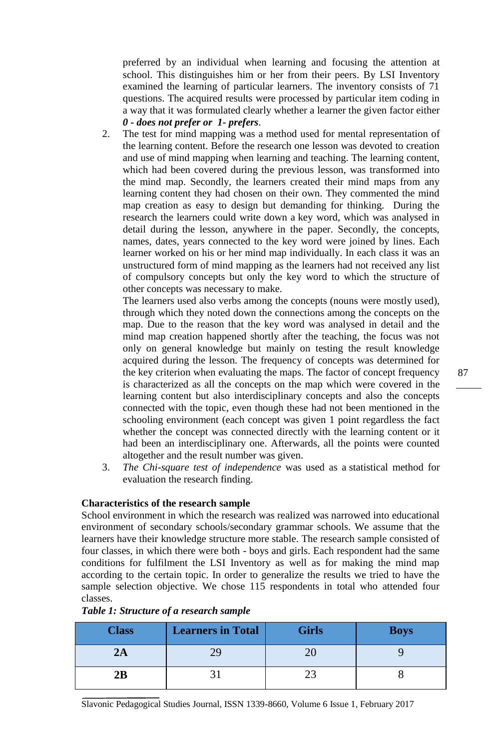preferred by an individual when learning and focusing the attention at school. This distinguishes him or her from their peers. By LSI Inventory examined the learning of particular learners. The inventory consists of 71 questions. The acquired results were processed by particular item coding in a way that it was formulated clearly whether a learner the given factor either ***0 - does not prefer or 1- prefers***.

2. The test for mind mapping was a method used for mental representation of the learning content. Before the research one lesson was devoted to creation and use of mind mapping when learning and teaching. The learning content, which had been covered during the previous lesson, was transformed into the mind map. Secondly, the learners created their mind maps from any learning content they had chosen on their own. They commented the mind map creation as easy to design but demanding for thinking. During the research the learners could write down a key word, which was analysed in detail during the lesson, anywhere in the paper. Secondly, the concepts, names, dates, years connected to the key word were joined by lines. Each learner worked on his or her mind map individually. In each class it was an unstructured form of mind mapping as the learners had not received any list of compulsory concepts but only the key word to which the structure of other concepts was necessary to make.

   The learners used also verbs among the concepts (nouns were mostly used), through which they noted down the connections among the concepts on the map. Due to the reason that the key word was analysed in detail and the mind map creation happened shortly after the teaching, the focus was not only on general knowledge but mainly on testing the result knowledge acquired during the lesson. The frequency of concepts was determined for the key criterion when evaluating the maps. The factor of concept frequency is characterized as all the concepts on the map which were covered in the learning content but also interdisciplinary concepts and also the concepts connected with the topic, even though these had not been mentioned in the schooling environment (each concept was given 1 point regardless the fact whether the concept was connected directly with the learning content or it had been an interdisciplinary one. Afterwards, all the points were counted altogether and the result number was given.

3. *The Chi-square test of independence* was used as a statistical method for evaluation the research finding.

**Characteristics of the research sample**

School environment in which the research was realized was narrowed into educational environment of secondary schools/secondary grammar schools. We assume that the learners have their knowledge structure more stable. The research sample consisted of four classes, in which there were both - boys and girls. Each respondent had the same conditions for fulfilment the LSI Inventory as well as for making the mind map according to the certain topic. In order to generalize the results we tried to have the sample selection objective. We chose 115 respondents in total who attended four classes.

***Table 1: Structure of a research sample***

| Class | Learners in Total | Girls | Boys |
|---|---|---|---|
| 2A | 29 | 20 | 9 |
| 2B | 31 | 23 | 8 |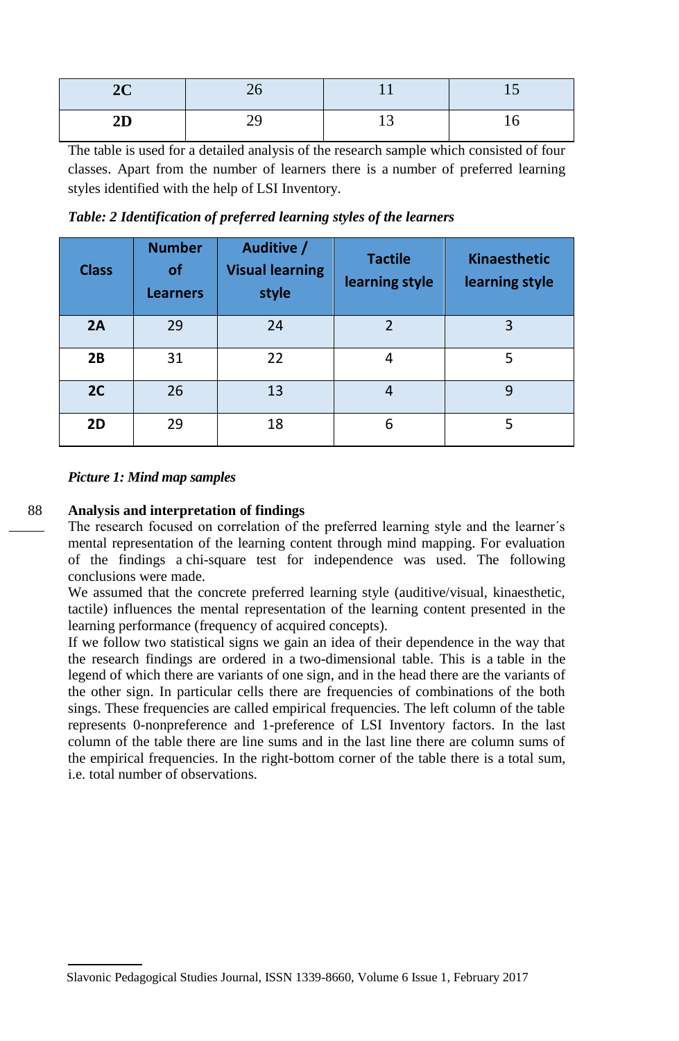| 2C | 26 | 11 | 15 |
|---|---|---|---|
| 2D | 29 | 13 | 16 |

The table is used for a detailed analysis of the research sample which consisted of four classes. Apart from the number of learners there is a number of preferred learning styles identified with the help of LSI Inventory.

***Table: 2 Identification of preferred learning styles of the learners***

| Class | Number of Learners | Auditive / Visual learning style | Tactile learning style | Kinaesthetic learning style |
|---|---|---|---|---|
| 2A | 29 | 24 | 2 | 3 |
| 2B | 31 | 22 | 4 | 5 |
| 2C | 26 | 13 | 4 | 9 |
| 2D | 29 | 18 | 6 | 5 |

***Picture 1: Mind map samples***

**Analysis and interpretation of findings**

The research focused on correlation of the preferred learning style and the learner´s mental representation of the learning content through mind mapping. For evaluation of the findings a chi-square test for independence was used. The following conclusions were made.

We assumed that the concrete preferred learning style (auditive/visual, kinaesthetic, tactile) influences the mental representation of the learning content presented in the learning performance (frequency of acquired concepts).

If we follow two statistical signs we gain an idea of their dependence in the way that the research findings are ordered in a two-dimensional table. This is a table in the legend of which there are variants of one sign, and in the head there are the variants of the other sign. In particular cells there are frequencies of combinations of the both sings. These frequencies are called empirical frequencies. The left column of the table represents 0-nonpreference and 1-preference of LSI Inventory factors. In the last column of the table there are line sums and in the last line there are column sums of the empirical frequencies. In the right-bottom corner of the table there is a total sum, i.e. total number of observations.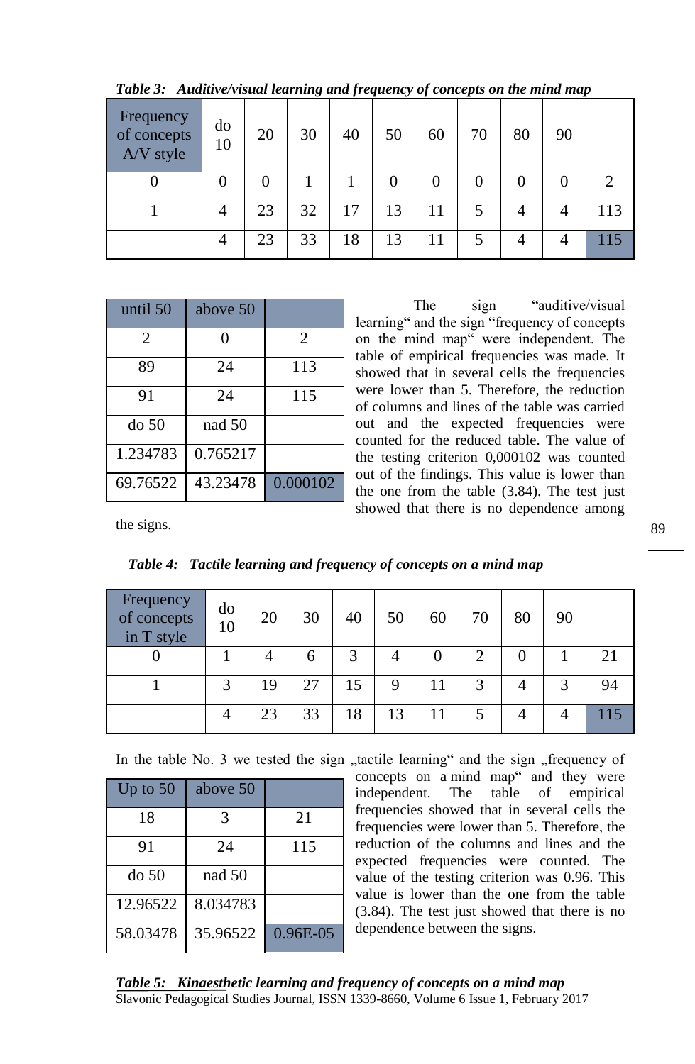***Table 3: Auditive/visual learning and frequency of concepts on the mind map***

| Frequency of concepts A/V style | do 10 | 20 | 30 | 40 | 50 | 60 | 70 | 80 | 90 | |
|---|---|---|---|---|---|---|---|---|---|---|
| 0 | 0 | 0 | 1 | 1 | 0 | 0 | 0 | 0 | 0 | 2 |
| 1 | 4 | 23 | 32 | 17 | 13 | 11 | 5 | 4 | 4 | 113 |
| | 4 | 23 | 33 | 18 | 13 | 11 | 5 | 4 | 4 | 115 |

| until 50 | above 50 | |
|---|---|---|
| 2 | 0 | 2 |
| 89 | 24 | 113 |
| 91 | 24 | 115 |
| do 50 | nad 50 | |
| 1.234783 | 0.765217 | |
| 69.76522 | 43.23478 | 0.000102 |

The sign "auditive/visual learning" and the sign "frequency of concepts on the mind map" were independent. The table of empirical frequencies was made. It showed that in several cells the frequencies were lower than 5. Therefore, the reduction of columns and lines of the table was carried out and the expected frequencies were counted for the reduced table. The value of the testing criterion 0,000102 was counted out of the findings. This value is lower than the one from the table (3.84). The test just showed that there is no dependence among the signs.

***Table 4: Tactile learning and frequency of concepts on a mind map***

| Frequency of concepts in T style | do 10 | 20 | 30 | 40 | 50 | 60 | 70 | 80 | 90 | |
|---|---|---|---|---|---|---|---|---|---|---|
| 0 | 1 | 4 | 6 | 3 | 4 | 0 | 2 | 0 | 1 | 21 |
| 1 | 3 | 19 | 27 | 15 | 9 | 11 | 3 | 4 | 3 | 94 |
| | 4 | 23 | 33 | 18 | 13 | 11 | 5 | 4 | 4 | 115 |

In the table No. 3 we tested the sign „tactile learning" and the sign „frequency of concepts on a mind map" and they were independent. The table of empirical frequencies showed that in several cells the frequencies were lower than 5. Therefore, the reduction of the columns and lines and the expected frequencies were counted. The value of the testing criterion was 0.96. This value is lower than the one from the table (3.84). The test just showed that there is no dependence between the signs.

| Up to 50 | above 50 | |
|---|---|---|
| 18 | 3 | 21 |
| 91 | 24 | 115 |
| do 50 | nad 50 | |
| 12.96522 | 8.034783 | |
| 58.03478 | 35.96522 | 0.96E-05 |

***Table 5: Kinaesthetic learning and frequency of concepts on a mind map***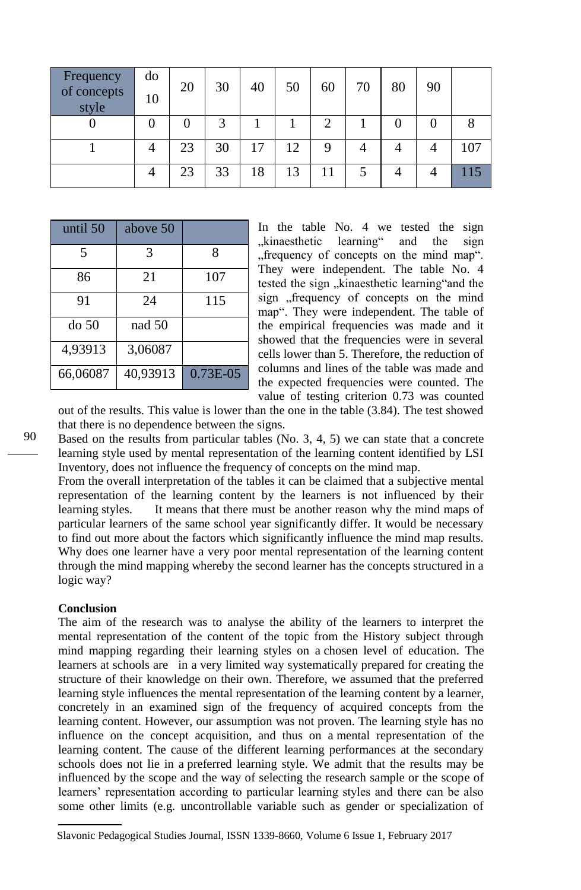| Frequency of concepts style | do 10 | 20 | 30 | 40 | 50 | 60 | 70 | 80 | 90 | |
|---|---|---|---|---|---|---|---|---|---|---|
| 0 | 0 | 0 | 3 | 1 | 1 | 2 | 1 | 0 | 0 | 8 |
| 1 | 4 | 23 | 30 | 17 | 12 | 9 | 4 | 4 | 4 | 107 |
| | 4 | 23 | 33 | 18 | 13 | 11 | 5 | 4 | 4 | 115 |

| until 50 | above 50 | |
|---|---|---|
| 5 | 3 | 8 |
| 86 | 21 | 107 |
| 91 | 24 | 115 |
| do 50 | nad 50 | |
| 4,93913 | 3,06087 | |
| 66,06087 | 40,93913 | 0.73E-05 |

In the table No. 4 we tested the sign „kinaesthetic learning" and the sign „frequency of concepts on the mind map". They were independent. The table No. 4 tested the sign „kinaesthetic learning"and the sign „frequency of concepts on the mind map". They were independent. The table of the empirical frequencies was made and it showed that the frequencies were in several cells lower than 5. Therefore, the reduction of columns and lines of the table was made and the expected frequencies were counted. The value of testing criterion 0.73 was counted out of the results. This value is lower than the one in the table (3.84). The test showed that there is no dependence between the signs.

Based on the results from particular tables (No. 3, 4, 5) we can state that a concrete learning style used by mental representation of the learning content identified by LSI Inventory, does not influence the frequency of concepts on the mind map.

From the overall interpretation of the tables it can be claimed that a subjective mental representation of the learning content by the learners is not influenced by their learning styles. It means that there must be another reason why the mind maps of particular learners of the same school year significantly differ. It would be necessary to find out more about the factors which significantly influence the mind map results. Why does one learner have a very poor mental representation of the learning content through the mind mapping whereby the second learner has the concepts structured in a logic way?

**Conclusion**

The aim of the research was to analyse the ability of the learners to interpret the mental representation of the content of the topic from the History subject through mind mapping regarding their learning styles on a chosen level of education. The learners at schools are in a very limited way systematically prepared for creating the structure of their knowledge on their own. Therefore, we assumed that the preferred learning style influences the mental representation of the learning content by a learner, concretely in an examined sign of the frequency of acquired concepts from the learning content. However, our assumption was not proven. The learning style has no influence on the concept acquisition, and thus on a mental representation of the learning content. The cause of the different learning performances at the secondary schools does not lie in a preferred learning style. We admit that the results may be influenced by the scope and the way of selecting the research sample or the scope of learners' representation according to particular learning styles and there can be also some other limits (e.g. uncontrollable variable such as gender or specialization of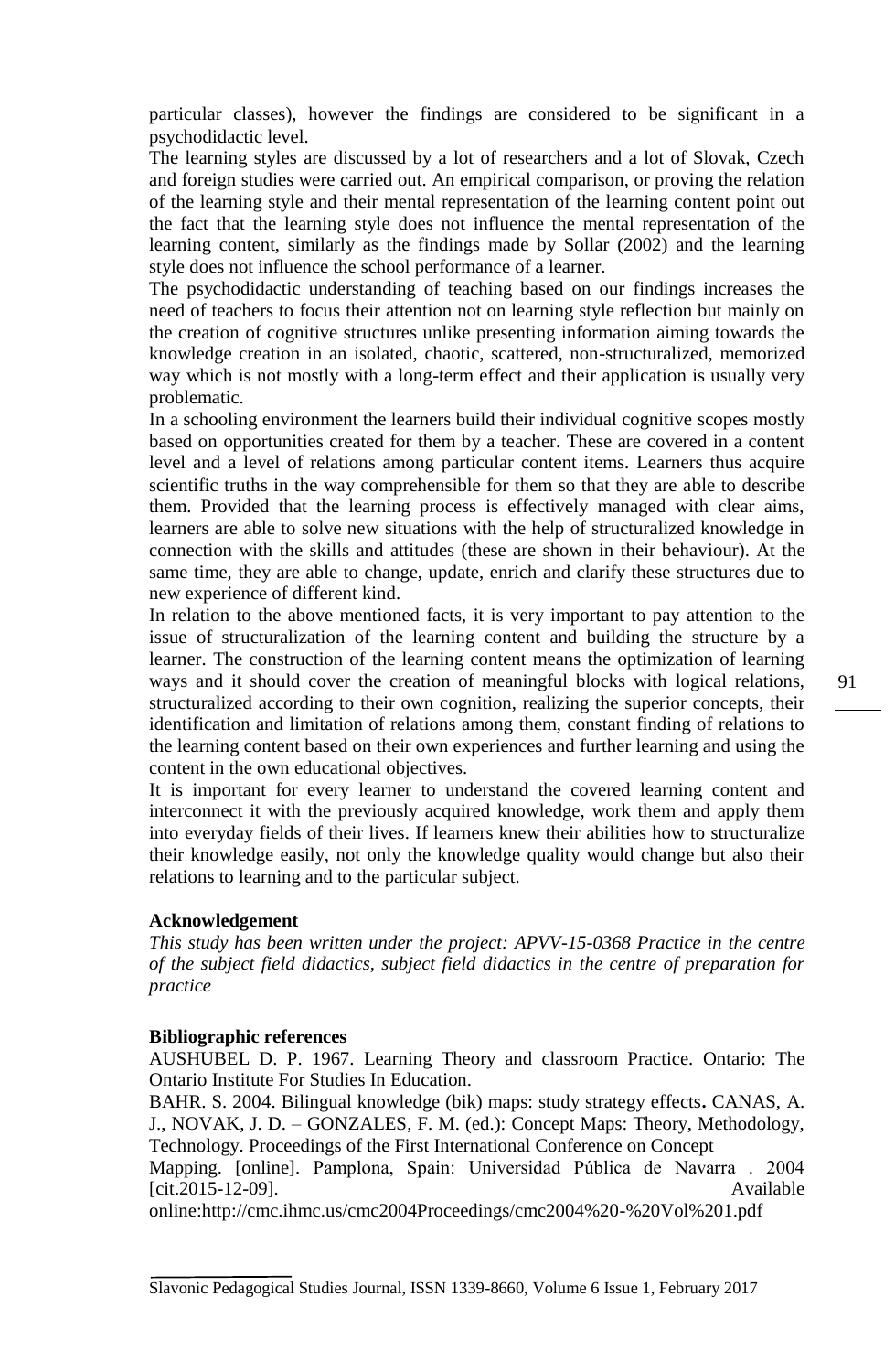particular classes), however the findings are considered to be significant in a psychodidactic level.

The learning styles are discussed by a lot of researchers and a lot of Slovak, Czech and foreign studies were carried out. An empirical comparison, or proving the relation of the learning style and their mental representation of the learning content point out the fact that the learning style does not influence the mental representation of the learning content, similarly as the findings made by Sollar (2002) and the learning style does not influence the school performance of a learner.

The psychodidactic understanding of teaching based on our findings increases the need of teachers to focus their attention not on learning style reflection but mainly on the creation of cognitive structures unlike presenting information aiming towards the knowledge creation in an isolated, chaotic, scattered, non-structuralized, memorized way which is not mostly with a long-term effect and their application is usually very problematic.

In a schooling environment the learners build their individual cognitive scopes mostly based on opportunities created for them by a teacher. These are covered in a content level and a level of relations among particular content items. Learners thus acquire scientific truths in the way comprehensible for them so that they are able to describe them. Provided that the learning process is effectively managed with clear aims, learners are able to solve new situations with the help of structuralized knowledge in connection with the skills and attitudes (these are shown in their behaviour). At the same time, they are able to change, update, enrich and clarify these structures due to new experience of different kind.

In relation to the above mentioned facts, it is very important to pay attention to the issue of structuralization of the learning content and building the structure by a learner. The construction of the learning content means the optimization of learning ways and it should cover the creation of meaningful blocks with logical relations, structuralized according to their own cognition, realizing the superior concepts, their identification and limitation of relations among them, constant finding of relations to the learning content based on their own experiences and further learning and using the content in the own educational objectives.

It is important for every learner to understand the covered learning content and interconnect it with the previously acquired knowledge, work them and apply them into everyday fields of their lives. If learners knew their abilities how to structuralize their knowledge easily, not only the knowledge quality would change but also their relations to learning and to the particular subject.

**Acknowledgement**

*This study has been written under the project: APVV-15-0368 Practice in the centre of the subject field didactics, subject field didactics in the centre of preparation for practice*

**Bibliographic references**

AUSHUBEL D. P. 1967. Learning Theory and classroom Practice. Ontario: The Ontario Institute For Studies In Education.

BAHR. S. 2004. Bilingual knowledge (bik) maps: study strategy effects**.** CANAS, A. J., NOVAK, J. D. – GONZALES, F. M. (ed.): Concept Maps: Theory, Methodology, Technology. Proceedings of the First International Conference on Concept Mapping. [online]. Pamplona, Spain: Universidad Pública de Navarra . 2004 [cit.2015-12-09]. Available online:http://cmc.ihmc.us/cmc2004Proceedings/cmc2004%20-%20Vol%201.pdf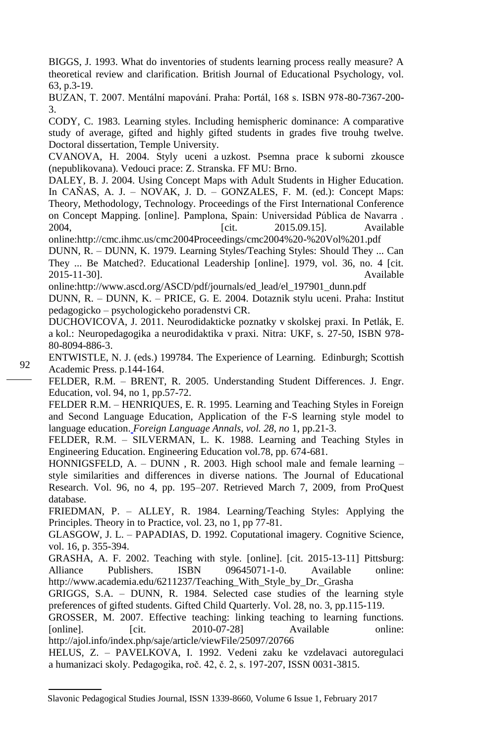BIGGS, J. 1993. What do inventories of students learning process really measure? A theoretical review and clarification. British Journal of Educational Psychology, vol. 63, p.3-19.

BUZAN, T. 2007. Mentální mapování. Praha: Portál, 168 s. ISBN 978-80-7367-200-3.

CODY, C. 1983. Learning styles. Including hemispheric dominance: A comparative study of average, gifted and highly gifted students in grades five trouhg twelve. Doctoral dissertation, Temple University.

CVANOVA, H. 2004. Styly uceni a uzkost. Psemna prace k suborni zkousce (nepublikovana). Vedouci prace: Z. Stranska. FF MU: Brno.

DALEY, B. J. 2004. Using Concept Maps with Adult Students in Higher Education. In CAÑAS, A. J. – NOVAK, J. D. – GONZALES, F. M. (ed.): Concept Maps: Theory, Methodology, Technology. Proceedings of the First International Conference on Concept Mapping. [online]. Pamplona, Spain: Universidad Pública de Navarra . 2004, [cit. 2015.09.15]. Available online:http://cmc.ihmc.us/cmc2004Proceedings/cmc2004%20-%20Vol%201.pdf

DUNN, R. – DUNN, K. 1979. Learning Styles/Teaching Styles: Should They ... Can They ... Be Matched?. Educational Leadership [online]. 1979, vol. 36, no. 4 [cit. 2015-11-30]. Available online:http://www.ascd.org/ASCD/pdf/journals/ed_lead/el_197901_dunn.pdf

DUNN, R. – DUNN, K. – PRICE, G. E. 2004. Dotaznik stylu uceni. Praha: Institut pedagogicko – psychologickeho poradenstvi CR.

DUCHOVICOVA, J. 2011. Neurodidakticke poznatky v skolskej praxi. In Petlák, E. a kol.: Neuropedagogika a neurodidaktika v praxi. Nitra: UKF, s. 27-50, ISBN 978-80-8094-886-3.

ENTWISTLE, N. J. (eds.) 199784. The Experience of Learning. Edinburgh; Scottish Academic Press. p.144-164.

FELDER, R.M. – BRENT, R. 2005. Understanding Student Differences. J. Engr. Education, vol. 94, no 1, pp.57-72.

FELDER R.M. – HENRIQUES, E. R. 1995. Learning and Teaching Styles in Foreign and Second Language Education, Application of the F-S learning style model to language education. *Foreign Language Annals, vol. 28, no* 1, pp.21-3.

FELDER, R.M. – SILVERMAN, L. K. 1988. Learning and Teaching Styles in Engineering Education. Engineering Education vol.78, pp. 674-681.

HONNIGSFELD, A. – DUNN , R. 2003. High school male and female learning – style similarities and differences in diverse nations. The Journal of Educational Research. Vol. 96, no 4, pp. 195–207. Retrieved March 7, 2009, from ProQuest database.

FRIEDMAN, P. – ALLEY, R. 1984. Learning/Teaching Styles: Applying the Principles. Theory in to Practice, vol. 23, no 1, pp 77-81.

GLASGOW, J. L. – PAPADIAS, D. 1992. Coputational imagery. Cognitive Science, vol. 16, p. 355-394.

GRASHA, A. F. 2002. Teaching with style. [online]. [cit. 2015-13-11] Pittsburg: Alliance Publishers. ISBN 09645071-1-0. Available online: http://www.academia.edu/6211237/Teaching_With_Style_by_Dr._Grasha

GRIGGS, S.A. – DUNN, R. 1984. Selected case studies of the learning style preferences of gifted students. Gifted Child Quarterly. Vol. 28, no. 3, pp.115-119.

GROSSER, M. 2007. Effective teaching: linking teaching to learning functions. [online]. [cit. 2010-07-28] Available online: http://ajol.info/index.php/saje/article/viewFile/25097/20766

HELUS, Z. – PAVELKOVA, I. 1992. Vedeni zaku ke vzdelavaci autoregulaci a humanizaci skoly. Pedagogika, roč. 42, č. 2, s. 197-207, ISSN 0031-3815.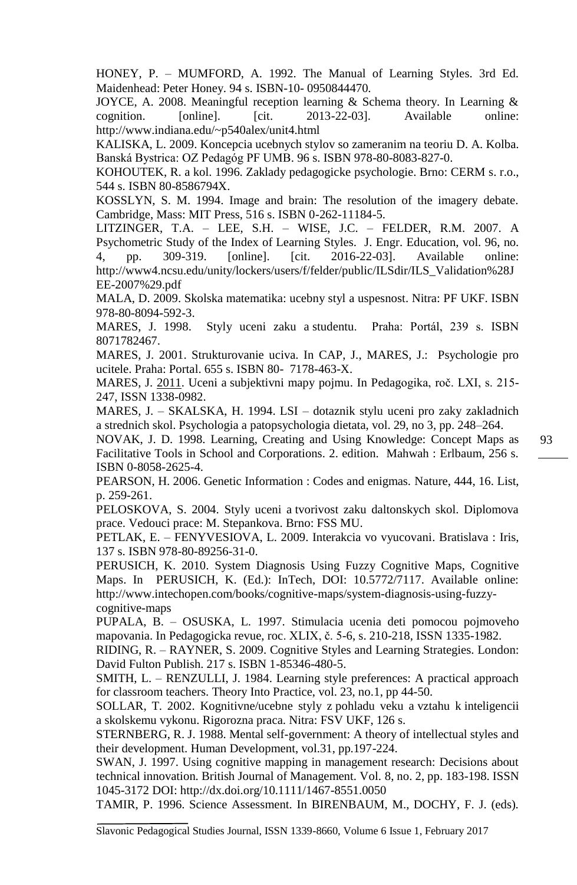HONEY, P. – MUMFORD, A. 1992. The Manual of Learning Styles. 3rd Ed. Maidenhead: Peter Honey. 94 s. ISBN-10- 0950844470.

JOYCE, A. 2008. Meaningful reception learning & Schema theory. In Learning & cognition. [online]. [cit. 2013-22-03]. Available online: http://www.indiana.edu/~p540alex/unit4.html

KALISKA, L. 2009. Koncepcia ucebnych stylov so zameranim na teoriu D. A. Kolba. Banská Bystrica: OZ Pedagóg PF UMB. 96 s. ISBN 978-80-8083-827-0.

KOHOUTEK, R. a kol. 1996. Zaklady pedagogicke psychologie. Brno: CERM s. r.o., 544 s. ISBN 80-8586794X.

KOSSLYN, S. M. 1994. Image and brain: The resolution of the imagery debate. Cambridge, Mass: MIT Press, 516 s. ISBN 0-262-11184-5.

LITZINGER, T.A. – LEE, S.H. – WISE, J.C. – FELDER, R.M. 2007. A Psychometric Study of the Index of Learning Styles. J. Engr. Education, vol. 96, no. 4, pp. 309-319. [online]. [cit. 2016-22-03]. Available online: http://www4.ncsu.edu/unity/lockers/users/f/felder/public/ILSdir/ILS_Validation%28JEE-2007%29.pdf

MALA, D. 2009. Skolska matematika: ucebny styl a uspesnost. Nitra: PF UKF. ISBN 978-80-8094-592-3.

MARES, J. 1998. Styly uceni zaku a studentu. Praha: Portál, 239 s. ISBN 8071782467.

MARES, J. 2001. Strukturovanie uciva. In CAP, J., MARES, J.: Psychologie pro ucitele. Praha: Portal. 655 s. ISBN 80- 7178-463-X.

MARES, J. 2011. Uceni a subjektivni mapy pojmu. In Pedagogika, roč. LXI, s. 215-247, ISSN 1338-0982.

MARES, J. – SKALSKA, H. 1994. LSI – dotaznik stylu uceni pro zaky zakladnich a strednich skol. Psychologia a patopsychologia dietata, vol. 29, no 3, pp. 248–264.

NOVAK, J. D. 1998. Learning, Creating and Using Knowledge: Concept Maps as Facilitative Tools in School and Corporations. 2. edition. Mahwah : Erlbaum, 256 s. ISBN 0-8058-2625-4.

PEARSON, H. 2006. Genetic Information : Codes and enigmas. Nature, 444, 16. List, p. 259-261.

PELOSKOVA, S. 2004. Styly uceni a tvorivost zaku daltonskych skol. Diplomova prace. Vedouci prace: M. Stepankova. Brno: FSS MU.

PETLAK, E. – FENYVESIOVA, L. 2009. Interakcia vo vyucovani. Bratislava : Iris, 137 s. ISBN 978-80-89256-31-0.

PERUSICH, K. 2010. System Diagnosis Using Fuzzy Cognitive Maps, Cognitive Maps. In PERUSICH, K. (Ed.): InTech, DOI: 10.5772/7117. Available online: http://www.intechopen.com/books/cognitive-maps/system-diagnosis-using-fuzzy-cognitive-maps

PUPALA, B. – OSUSKA, L. 1997. Stimulacia ucenia deti pomocou pojmoveho mapovania. In Pedagogicka revue, roc. XLIX, č. 5-6, s. 210-218, ISSN 1335-1982.

RIDING, R. – RAYNER, S. 2009. Cognitive Styles and Learning Strategies. London: David Fulton Publish. 217 s. ISBN 1-85346-480-5.

SMITH, L. – RENZULLI, J. 1984. Learning style preferences: A practical approach for classroom teachers. Theory Into Practice, vol. 23, no.1, pp 44-50.

SOLLAR, T. 2002. Kognitivne/ucebne styly z pohladu veku a vztahu k inteligencii a skolskemu vykonu. Rigorozna praca. Nitra: FSV UKF, 126 s.

STERNBERG, R. J. 1988. Mental self-government: A theory of intellectual styles and their development. Human Development, vol.31, pp.197-224.

SWAN, J. 1997. Using cognitive mapping in management research: Decisions about technical innovation. British Journal of Management. Vol. 8, no. 2, pp. 183-198. ISSN 1045-3172 DOI: http://dx.doi.org/10.1111/1467-8551.0050

TAMIR, P. 1996. Science Assessment. In BIRENBAUM, M., DOCHY, F. J. (eds).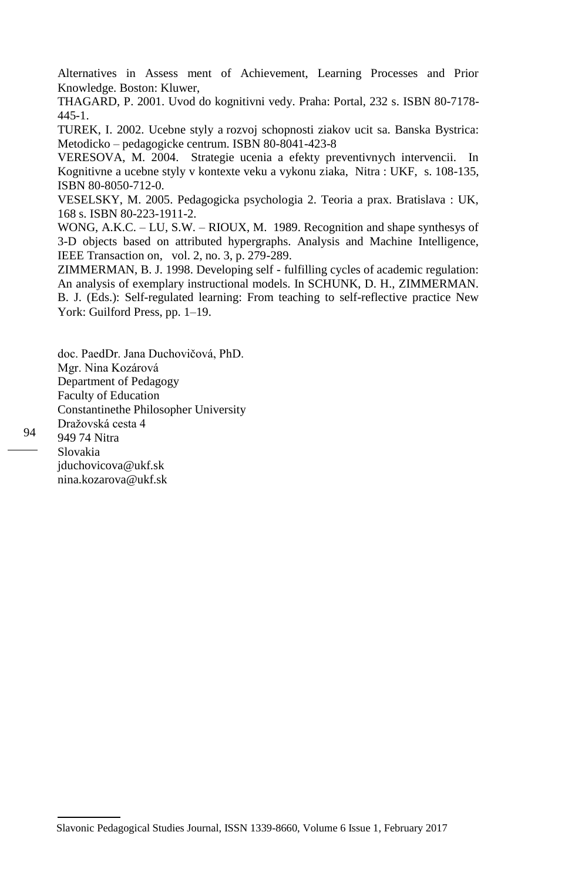Alternatives in Assess ment of Achievement, Learning Processes and Prior Knowledge. Boston: Kluwer,

THAGARD, P. 2001. Uvod do kognitivni vedy. Praha: Portal, 232 s. ISBN 80-7178-445-1.

TUREK, I. 2002. Ucebne styly a rozvoj schopnosti ziakov ucit sa. Banska Bystrica: Metodicko – pedagogicke centrum. ISBN 80-8041-423-8

VERESOVA, M. 2004. Strategie ucenia a efekty preventivnych intervencii. In Kognitivne a ucebne styly v kontexte veku a vykonu ziaka, Nitra : UKF, s. 108-135, ISBN 80-8050-712-0.

VESELSKY, M. 2005. Pedagogicka psychologia 2. Teoria a prax. Bratislava : UK, 168 s. ISBN 80-223-1911-2.

WONG, A.K.C. – LU, S.W. – RIOUX, M. 1989. Recognition and shape synthesys of 3-D objects based on attributed hypergraphs. Analysis and Machine Intelligence, IEEE Transaction on, vol. 2, no. 3, p. 279-289.

ZIMMERMAN, B. J. 1998. Developing self - fulfilling cycles of academic regulation: An analysis of exemplary instructional models. In SCHUNK, D. H., ZIMMERMAN. B. J. (Eds.): Self-regulated learning: From teaching to self-reflective practice New York: Guilford Press, pp. 1–19.

doc. PaedDr. Jana Duchovičová, PhD.
Mgr. Nina Kozárová
Department of Pedagogy
Faculty of Education
Constantinethe Philosopher University
Dražovská cesta 4
949 74 Nitra
Slovakia
jduchovicova@ukf.sk
nina.kozarova@ukf.sk